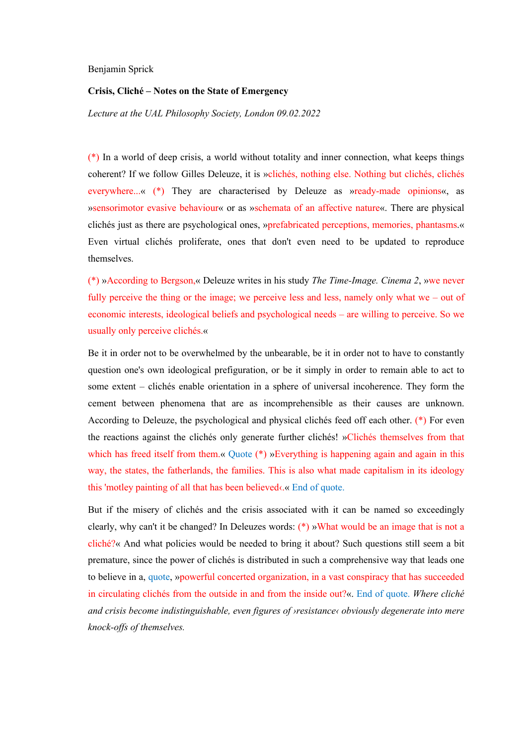Benjamin Sprick

**Crisis, Cliché – Notes on the State of Emergency**

*Lecture at the UAL Philosophy Society, London 09.02.2022*

(*) In a world of deep crisis, a world without totality and inner connection, what keeps things coherent? If we follow Gilles Deleuze, it is »clichés, nothing else. Nothing but clichés, clichés everywhere...« (*) They are characterised by Deleuze as »ready-made opinions«, as »sensorimotor evasive behaviour« or as »schemata of an affective nature«. There are physical clichés just as there are psychological ones, »prefabricated perceptions, memories, phantasms.« Even virtual clichés proliferate, ones that don't even need to be updated to reproduce themselves.

(*) »According to Bergson,« Deleuze writes in his study *The Time-Image. Cinema 2*, »we never fully perceive the thing or the image; we perceive less and less, namely only what we – out of economic interests, ideological beliefs and psychological needs – are willing to perceive. So we usually only perceive clichés.«

Be it in order not to be overwhelmed by the unbearable, be it in order not to have to constantly question one's own ideological prefiguration, or be it simply in order to remain able to act to some extent – clichés enable orientation in a sphere of universal incoherence. They form the cement between phenomena that are as incomprehensible as their causes are unknown. According to Deleuze, the psychological and physical clichés feed off each other. (*) For even the reactions against the clichés only generate further clichés! »Clichés themselves from that which has freed itself from them.« Quote (*) »Everything is happening again and again in this way, the states, the fatherlands, the families. This is also what made capitalism in its ideology this 'motley painting of all that has been believed‹.« End of quote.

But if the misery of clichés and the crisis associated with it can be named so exceedingly clearly, why can't it be changed? In Deleuzes words: (*) »What would be an image that is not a cliché?« And what policies would be needed to bring it about? Such questions still seem a bit premature, since the power of clichés is distributed in such a comprehensive way that leads one to believe in a, quote, »powerful concerted organization, in a vast conspiracy that has succeeded in circulating clichés from the outside in and from the inside out?«. End of quote. *Where cliché and crisis become indistinguishable, even figures of ›resistance‹ obviously degenerate into mere knock-offs of themselves.*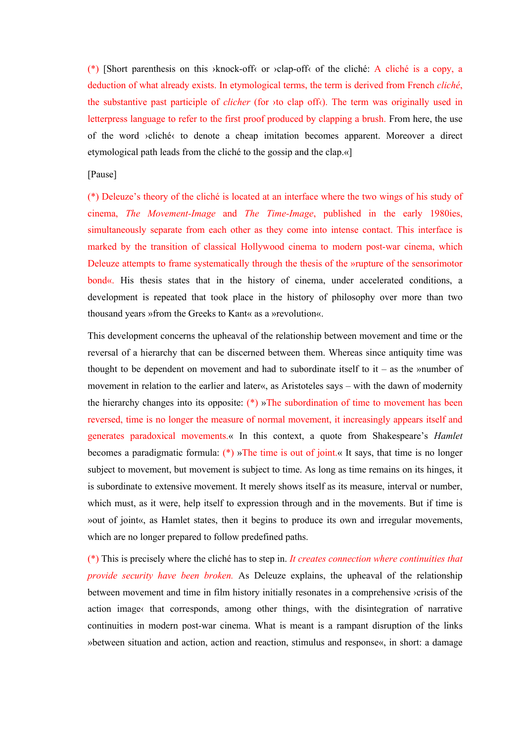(*) [Short parenthesis on this ›knock-off‹ or ›clap-off‹ of the cliché: A cliché is a copy, a deduction of what already exists. In etymological terms, the term is derived from French *cliché*, the substantive past participle of *clicher* (for ›to clap off‹). The term was originally used in letterpress language to refer to the first proof produced by clapping a brush. From here, the use of the word ›cliché‹ to denote a cheap imitation becomes apparent. Moreover a direct etymological path leads from the cliché to the gossip and the clap.«]

[Pause]

(*) Deleuze's theory of the cliché is located at an interface where the two wings of his study of cinema, *The Movement-Image* and *The Time-Image*, published in the early 1980ies, simultaneously separate from each other as they come into intense contact. This interface is marked by the transition of classical Hollywood cinema to modern post-war cinema, which Deleuze attempts to frame systematically through the thesis of the »rupture of the sensorimotor bond«. His thesis states that in the history of cinema, under accelerated conditions, a development is repeated that took place in the history of philosophy over more than two thousand years »from the Greeks to Kant« as a »revolution«.

This development concerns the upheaval of the relationship between movement and time or the reversal of a hierarchy that can be discerned between them. Whereas since antiquity time was thought to be dependent on movement and had to subordinate itself to it – as the »number of movement in relation to the earlier and later«, as Aristoteles says – with the dawn of modernity the hierarchy changes into its opposite: (*) »The subordination of time to movement has been reversed, time is no longer the measure of normal movement, it increasingly appears itself and generates paradoxical movements.« In this context, a quote from Shakespeare's *Hamlet* becomes a paradigmatic formula: (*) »The time is out of joint.« It says, that time is no longer subject to movement, but movement is subject to time. As long as time remains on its hinges, it is subordinate to extensive movement. It merely shows itself as its measure, interval or number, which must, as it were, help itself to expression through and in the movements. But if time is »out of joint«, as Hamlet states, then it begins to produce its own and irregular movements, which are no longer prepared to follow predefined paths.

(*) This is precisely where the cliché has to step in. *It creates connection where continuities that provide security have been broken.* As Deleuze explains, the upheaval of the relationship between movement and time in film history initially resonates in a comprehensive ›crisis of the action image‹ that corresponds, among other things, with the disintegration of narrative continuities in modern post-war cinema. What is meant is a rampant disruption of the links »between situation and action, action and reaction, stimulus and response«, in short: a damage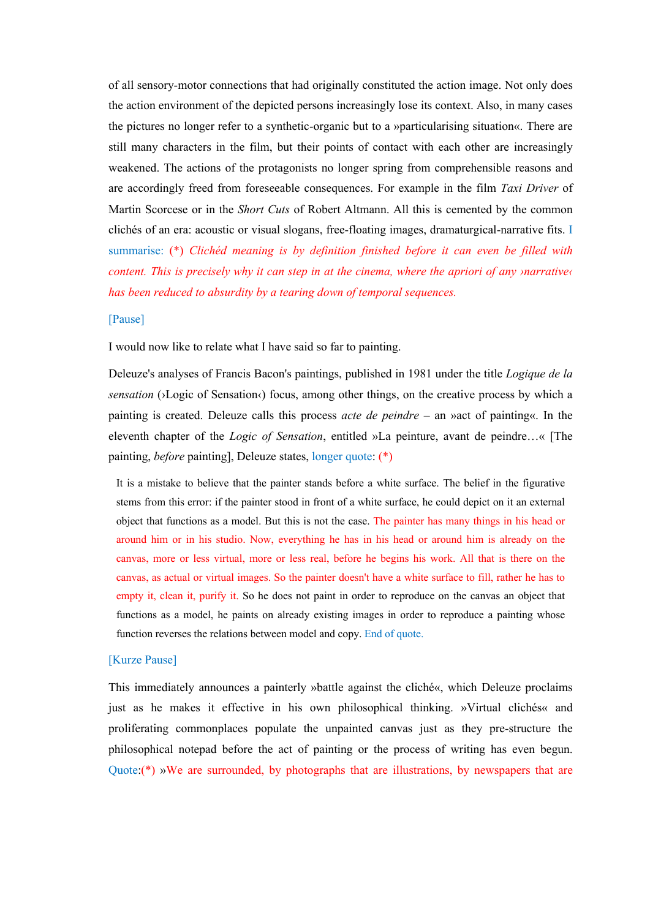of all sensory-motor connections that had originally constituted the action image. Not only does the action environment of the depicted persons increasingly lose its context. Also, in many cases the pictures no longer refer to a synthetic-organic but to a »particularising situation«. There are still many characters in the film, but their points of contact with each other are increasingly weakened. The actions of the protagonists no longer spring from comprehensible reasons and are accordingly freed from foreseeable consequences. For example in the film *Taxi Driver* of Martin Scorcese or in the *Short Cuts* of Robert Altmann. All this is cemented by the common clichés of an era: acoustic or visual slogans, free-floating images, dramaturgical-narrative fits. I summarise: (*) *Clichéd meaning is by definition finished before it can even be filled with content. This is precisely why it can step in at the cinema, where the apriori of any ›narrative‹ has been reduced to absurdity by a tearing down of temporal sequences.*

[Pause]

I would now like to relate what I have said so far to painting.

Deleuze's analyses of Francis Bacon's paintings, published in 1981 under the title *Logique de la sensation* (›Logic of Sensation‹) focus, among other things, on the creative process by which a painting is created. Deleuze calls this process *acte de peindre* – an »act of painting«. In the eleventh chapter of the *Logic of Sensation*, entitled »La peinture, avant de peindre…« [The painting, *before* painting], Deleuze states, longer quote: (*)

> It is a mistake to believe that the painter stands before a white surface. The belief in the figurative stems from this error: if the painter stood in front of a white surface, he could depict on it an external object that functions as a model. But this is not the case. The painter has many things in his head or around him or in his studio. Now, everything he has in his head or around him is already on the canvas, more or less virtual, more or less real, before he begins his work. All that is there on the canvas, as actual or virtual images. So the painter doesn't have a white surface to fill, rather he has to empty it, clean it, purify it. So he does not paint in order to reproduce on the canvas an object that functions as a model, he paints on already existing images in order to reproduce a painting whose function reverses the relations between model and copy. End of quote.

[Kurze Pause]

This immediately announces a painterly »battle against the cliché«, which Deleuze proclaims just as he makes it effective in his own philosophical thinking. »Virtual clichés« and proliferating commonplaces populate the unpainted canvas just as they pre-structure the philosophical notepad before the act of painting or the process of writing has even begun. Quote:(*) »We are surrounded, by photographs that are illustrations, by newspapers that are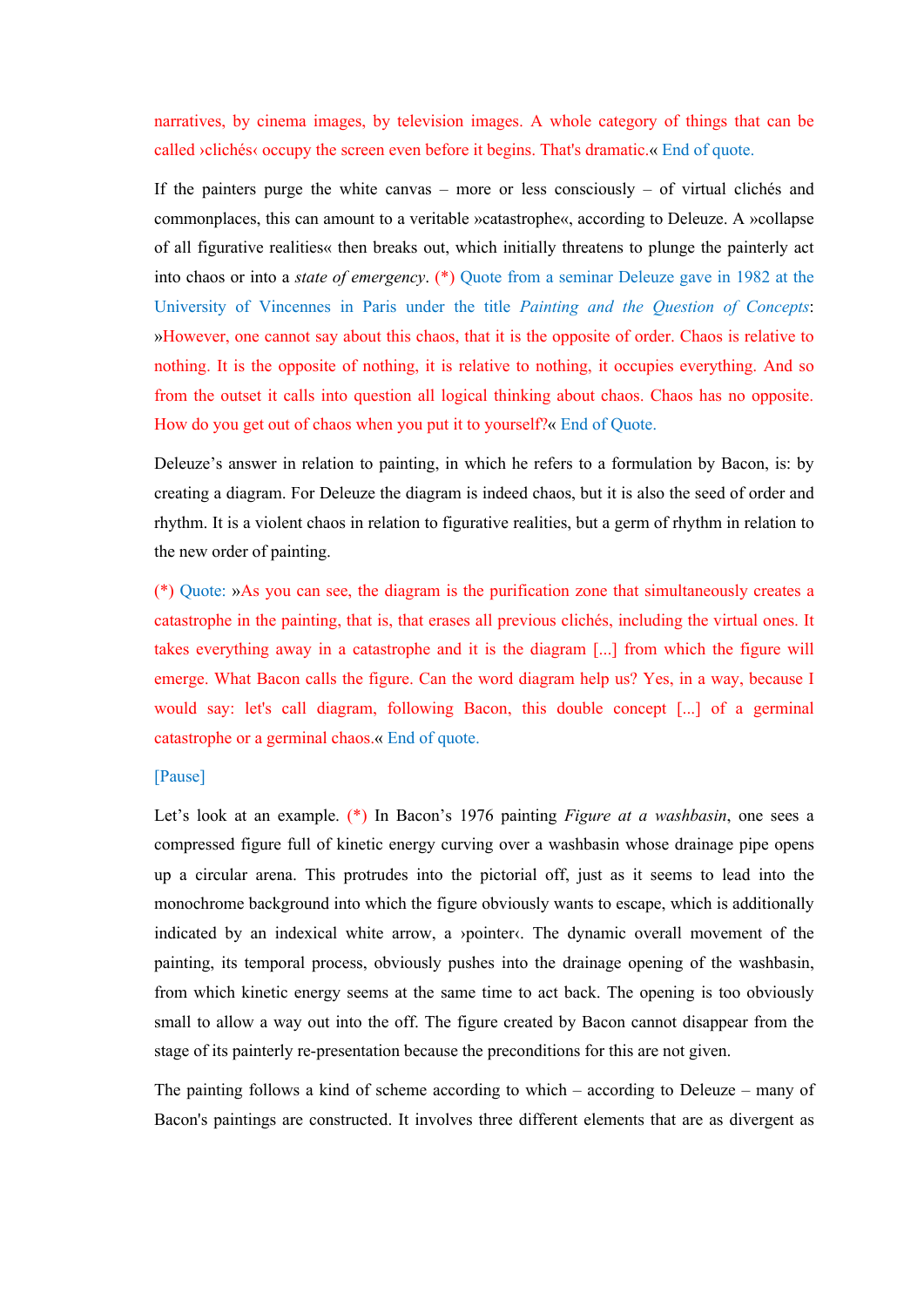narratives, by cinema images, by television images. A whole category of things that can be called ›clichés‹ occupy the screen even before it begins. That's dramatic.« End of quote.

If the painters purge the white canvas – more or less consciously – of virtual clichés and commonplaces, this can amount to a veritable »catastrophe«, according to Deleuze. A »collapse of all figurative realities« then breaks out, which initially threatens to plunge the painterly act into chaos or into a *state of emergency*. (*) Quote from a seminar Deleuze gave in 1982 at the University of Vincennes in Paris under the title *Painting and the Question of Concepts*: »However, one cannot say about this chaos, that it is the opposite of order. Chaos is relative to nothing. It is the opposite of nothing, it is relative to nothing, it occupies everything. And so from the outset it calls into question all logical thinking about chaos. Chaos has no opposite. How do you get out of chaos when you put it to yourself?« End of Quote.

Deleuze's answer in relation to painting, in which he refers to a formulation by Bacon, is: by creating a diagram. For Deleuze the diagram is indeed chaos, but it is also the seed of order and rhythm. It is a violent chaos in relation to figurative realities, but a germ of rhythm in relation to the new order of painting.

(*) Quote: »As you can see, the diagram is the purification zone that simultaneously creates a catastrophe in the painting, that is, that erases all previous clichés, including the virtual ones. It takes everything away in a catastrophe and it is the diagram [...] from which the figure will emerge. What Bacon calls the figure. Can the word diagram help us? Yes, in a way, because I would say: let's call diagram, following Bacon, this double concept [...] of a germinal catastrophe or a germinal chaos.« End of quote.

[Pause]

Let's look at an example. (*) In Bacon's 1976 painting *Figure at a washbasin*, one sees a compressed figure full of kinetic energy curving over a washbasin whose drainage pipe opens up a circular arena. This protrudes into the pictorial off, just as it seems to lead into the monochrome background into which the figure obviously wants to escape, which is additionally indicated by an indexical white arrow, a ›pointer‹. The dynamic overall movement of the painting, its temporal process, obviously pushes into the drainage opening of the washbasin, from which kinetic energy seems at the same time to act back. The opening is too obviously small to allow a way out into the off. The figure created by Bacon cannot disappear from the stage of its painterly re-presentation because the preconditions for this are not given.

The painting follows a kind of scheme according to which – according to Deleuze – many of Bacon's paintings are constructed. It involves three different elements that are as divergent as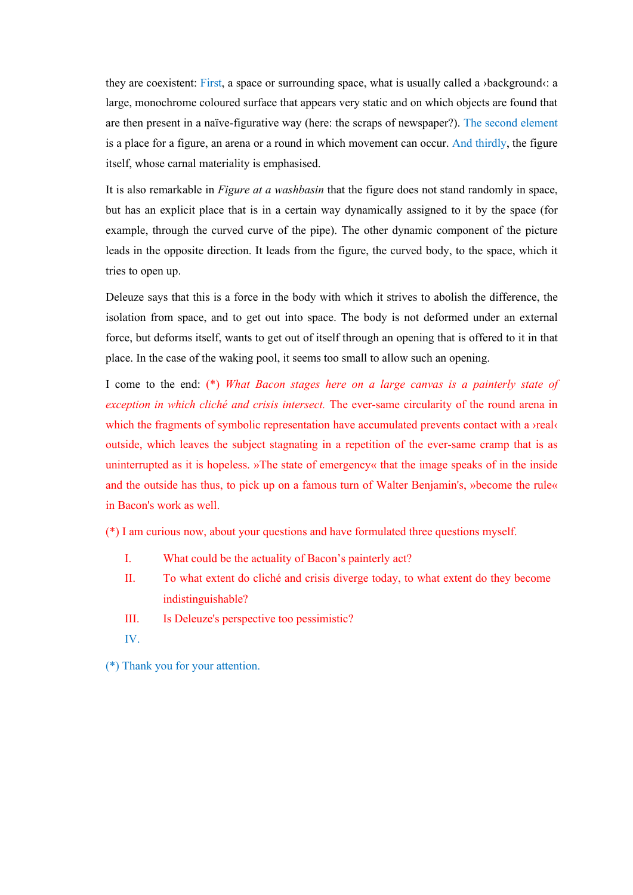they are coexistent: First, a space or surrounding space, what is usually called a ›background‹: a large, monochrome coloured surface that appears very static and on which objects are found that are then present in a naïve-figurative way (here: the scraps of newspaper?). The second element is a place for a figure, an arena or a round in which movement can occur. And thirdly, the figure itself, whose carnal materiality is emphasised.

It is also remarkable in *Figure at a washbasin* that the figure does not stand randomly in space, but has an explicit place that is in a certain way dynamically assigned to it by the space (for example, through the curved curve of the pipe). The other dynamic component of the picture leads in the opposite direction. It leads from the figure, the curved body, to the space, which it tries to open up.

Deleuze says that this is a force in the body with which it strives to abolish the difference, the isolation from space, and to get out into space. The body is not deformed under an external force, but deforms itself, wants to get out of itself through an opening that is offered to it in that place. In the case of the waking pool, it seems too small to allow such an opening.

I come to the end: (*) *What Bacon stages here on a large canvas is a painterly state of exception in which cliché and crisis intersect.* The ever-same circularity of the round arena in which the fragments of symbolic representation have accumulated prevents contact with a ›real‹ outside, which leaves the subject stagnating in a repetition of the ever-same cramp that is as uninterrupted as it is hopeless. »The state of emergency« that the image speaks of in the inside and the outside has thus, to pick up on a famous turn of Walter Benjamin's, »become the rule« in Bacon's work as well.

(*) I am curious now, about your questions and have formulated three questions myself.

I. What could be the actuality of Bacon's painterly act?
II. To what extent do cliché and crisis diverge today, to what extent do they become indistinguishable?
III. Is Deleuze's perspective too pessimistic?
IV.

(*) Thank you for your attention.